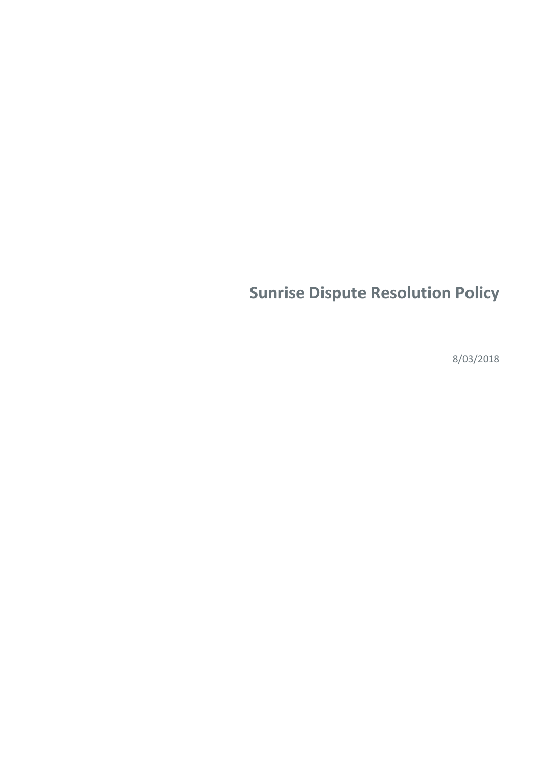# Sunrise Dispute Resolution Policy

8/03/2018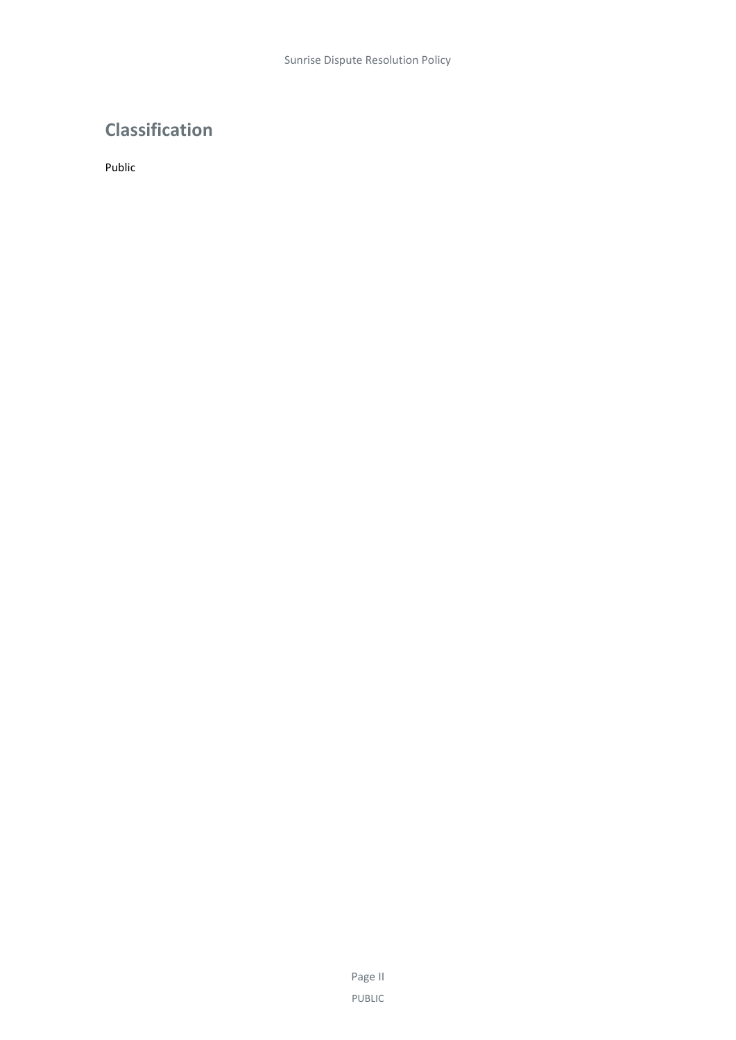## Classification

Public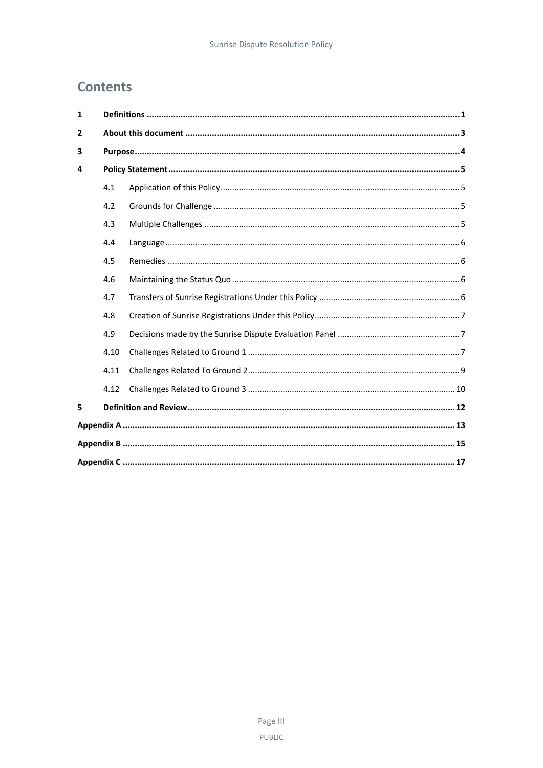## Contents

| | | | |
|---|---|---|---|
| **1** | **Definitions** | | **1** |
| **2** | **About this document** | | **3** |
| **3** | **Purpose** | | **4** |
| **4** | **Policy Statement** | | **5** |
| | 4.1 | Application of this Policy | 5 |
| | 4.2 | Grounds for Challenge | 5 |
| | 4.3 | Multiple Challenges | 5 |
| | 4.4 | Language | 6 |
| | 4.5 | Remedies | 6 |
| | 4.6 | Maintaining the Status Quo | 6 |
| | 4.7 | Transfers of Sunrise Registrations Under this Policy | 6 |
| | 4.8 | Creation of Sunrise Registrations Under this Policy | 7 |
| | 4.9 | Decisions made by the Sunrise Dispute Evaluation Panel | 7 |
| | 4.10 | Challenges Related to Ground 1 | 7 |
| | 4.11 | Challenges Related To Ground 2 | 9 |
| | 4.12 | Challenges Related to Ground 3 | 10 |
| **5** | **Definition and Review** | | **12** |
| **Appendix A** | | | **13** |
| **Appendix B** | | | **15** |
| **Appendix C** | | | **17** |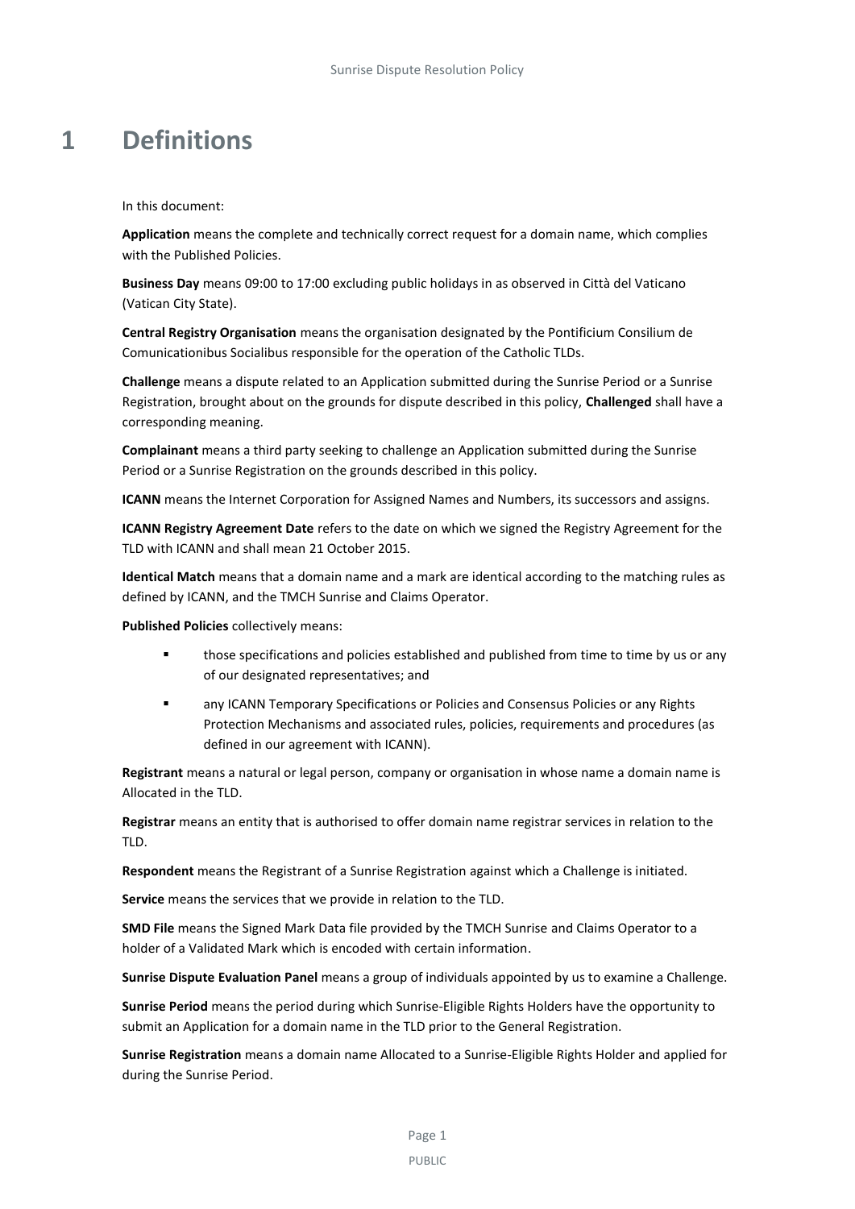# 1 Definitions

In this document:

**Application** means the complete and technically correct request for a domain name, which complies with the Published Policies.

**Business Day** means 09:00 to 17:00 excluding public holidays in as observed in Città del Vaticano (Vatican City State).

**Central Registry Organisation** means the organisation designated by the Pontificium Consilium de Comunicationibus Socialibus responsible for the operation of the Catholic TLDs.

**Challenge** means a dispute related to an Application submitted during the Sunrise Period or a Sunrise Registration, brought about on the grounds for dispute described in this policy, **Challenged** shall have a corresponding meaning.

**Complainant** means a third party seeking to challenge an Application submitted during the Sunrise Period or a Sunrise Registration on the grounds described in this policy.

**ICANN** means the Internet Corporation for Assigned Names and Numbers, its successors and assigns.

**ICANN Registry Agreement Date** refers to the date on which we signed the Registry Agreement for the TLD with ICANN and shall mean 21 October 2015.

**Identical Match** means that a domain name and a mark are identical according to the matching rules as defined by ICANN, and the TMCH Sunrise and Claims Operator.

**Published Policies** collectively means:

- those specifications and policies established and published from time to time by us or any of our designated representatives; and
- any ICANN Temporary Specifications or Policies and Consensus Policies or any Rights Protection Mechanisms and associated rules, policies, requirements and procedures (as defined in our agreement with ICANN).

**Registrant** means a natural or legal person, company or organisation in whose name a domain name is Allocated in the TLD.

**Registrar** means an entity that is authorised to offer domain name registrar services in relation to the TLD.

**Respondent** means the Registrant of a Sunrise Registration against which a Challenge is initiated.

**Service** means the services that we provide in relation to the TLD.

**SMD File** means the Signed Mark Data file provided by the TMCH Sunrise and Claims Operator to a holder of a Validated Mark which is encoded with certain information.

**Sunrise Dispute Evaluation Panel** means a group of individuals appointed by us to examine a Challenge.

**Sunrise Period** means the period during which Sunrise-Eligible Rights Holders have the opportunity to submit an Application for a domain name in the TLD prior to the General Registration.

**Sunrise Registration** means a domain name Allocated to a Sunrise-Eligible Rights Holder and applied for during the Sunrise Period.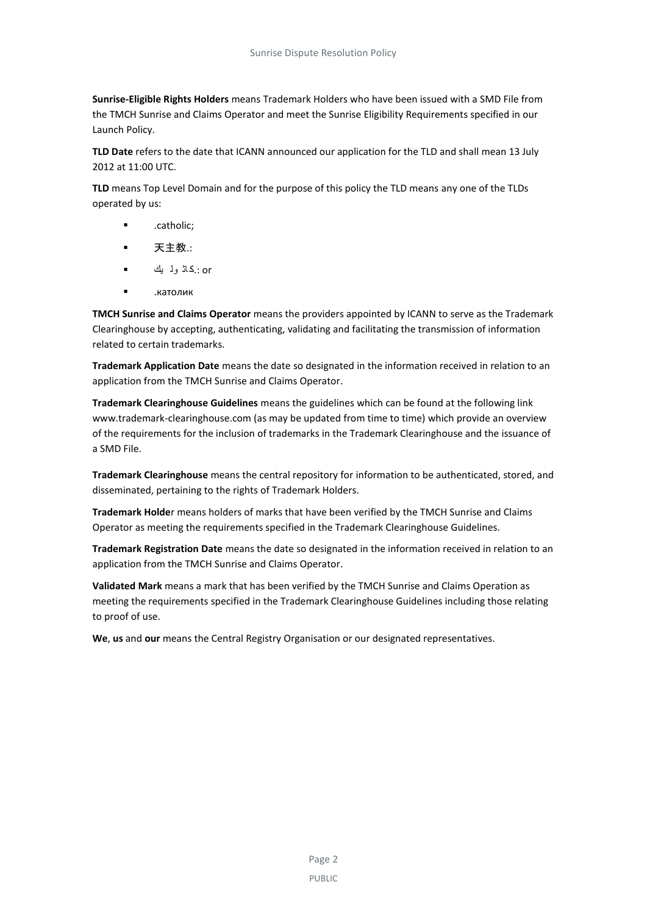**Sunrise-Eligible Rights Holders** means Trademark Holders who have been issued with a SMD File from the TMCH Sunrise and Claims Operator and meet the Sunrise Eligibility Requirements specified in our Launch Policy.

**TLD Date** refers to the date that ICANN announced our application for the TLD and shall mean 13 July 2012 at 11:00 UTC.

**TLD** means Top Level Domain and for the purpose of this policy the TLD means any one of the TLDs operated by us:

- .catholic;
- 天主教.:
- .كاثوليك: or
- .католик

**TMCH Sunrise and Claims Operator** means the providers appointed by ICANN to serve as the Trademark Clearinghouse by accepting, authenticating, validating and facilitating the transmission of information related to certain trademarks.

**Trademark Application Date** means the date so designated in the information received in relation to an application from the TMCH Sunrise and Claims Operator.

**Trademark Clearinghouse Guidelines** means the guidelines which can be found at the following link www.trademark-clearinghouse.com (as may be updated from time to time) which provide an overview of the requirements for the inclusion of trademarks in the Trademark Clearinghouse and the issuance of a SMD File.

**Trademark Clearinghouse** means the central repository for information to be authenticated, stored, and disseminated, pertaining to the rights of Trademark Holders.

**Trademark Holder** means holders of marks that have been verified by the TMCH Sunrise and Claims Operator as meeting the requirements specified in the Trademark Clearinghouse Guidelines.

**Trademark Registration Date** means the date so designated in the information received in relation to an application from the TMCH Sunrise and Claims Operator.

**Validated Mark** means a mark that has been verified by the TMCH Sunrise and Claims Operation as meeting the requirements specified in the Trademark Clearinghouse Guidelines including those relating to proof of use.

**We**, **us** and **our** means the Central Registry Organisation or our designated representatives.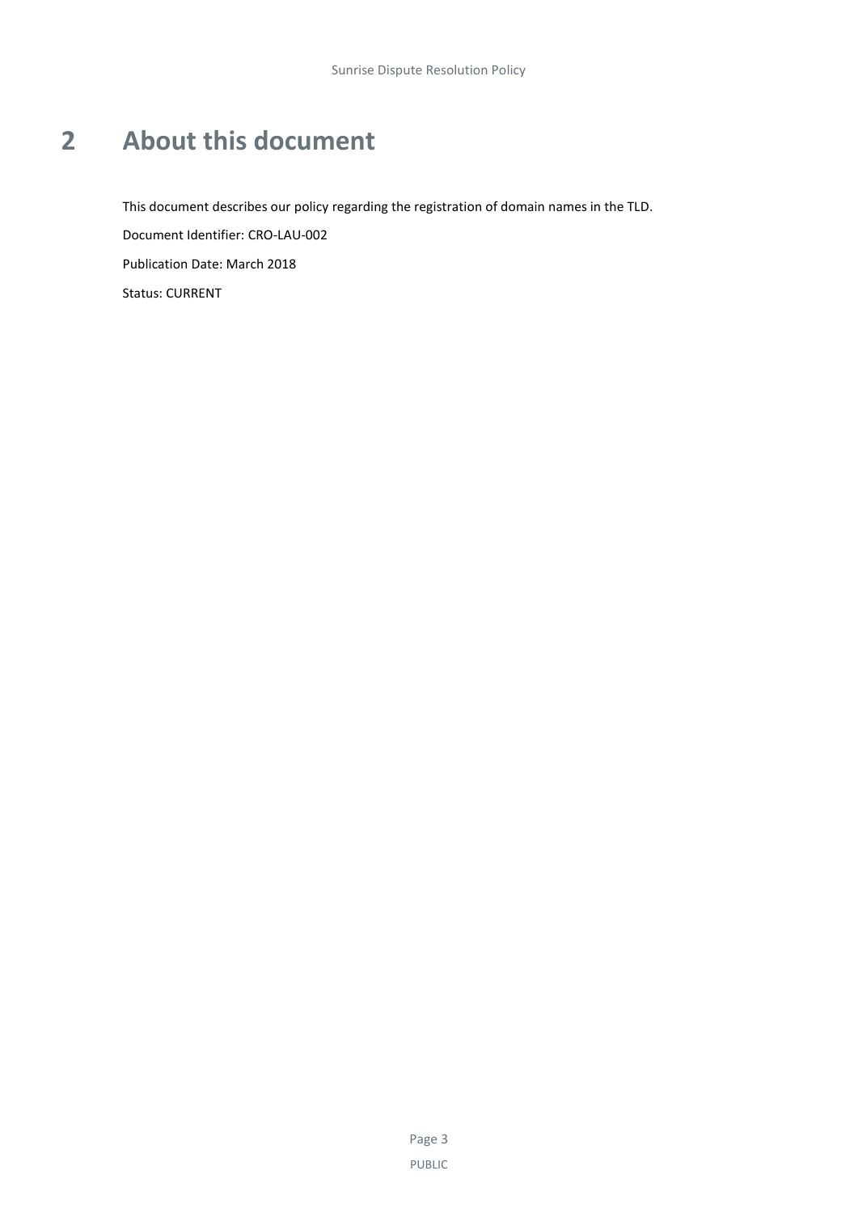# 2 About this document

This document describes our policy regarding the registration of domain names in the TLD.

Document Identifier: CRO-LAU-002

Publication Date: March 2018

Status: CURRENT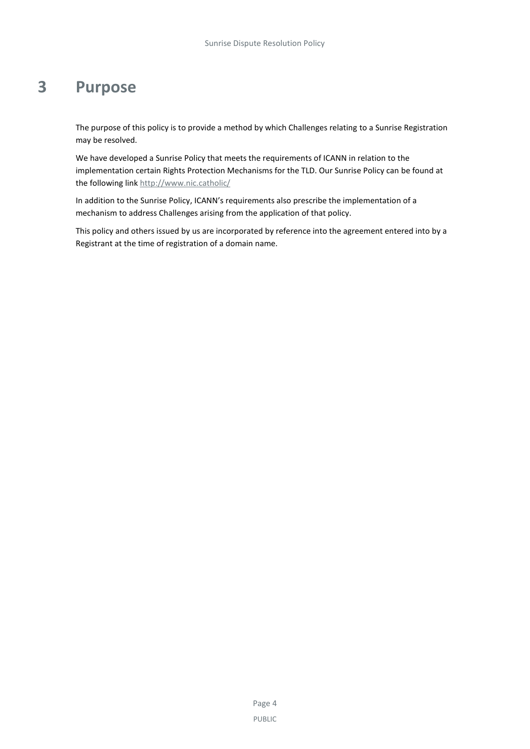# 3 Purpose

The purpose of this policy is to provide a method by which Challenges relating to a Sunrise Registration may be resolved.

We have developed a Sunrise Policy that meets the requirements of ICANN in relation to the implementation certain Rights Protection Mechanisms for the TLD. Our Sunrise Policy can be found at the following link http://www.nic.catholic/

In addition to the Sunrise Policy, ICANN's requirements also prescribe the implementation of a mechanism to address Challenges arising from the application of that policy.

This policy and others issued by us are incorporated by reference into the agreement entered into by a Registrant at the time of registration of a domain name.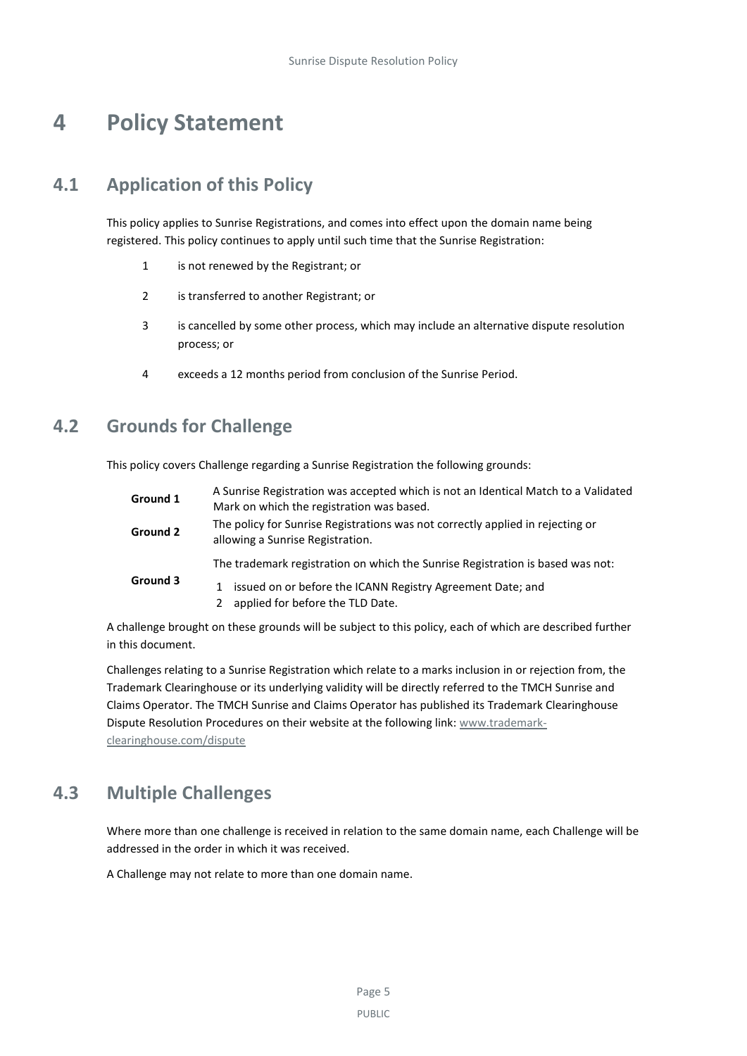# 4 Policy Statement

## 4.1 Application of this Policy

This policy applies to Sunrise Registrations, and comes into effect upon the domain name being registered. This policy continues to apply until such time that the Sunrise Registration:

1. is not renewed by the Registrant; or
2. is transferred to another Registrant; or
3. is cancelled by some other process, which may include an alternative dispute resolution process; or
4. exceeds a 12 months period from conclusion of the Sunrise Period.

## 4.2 Grounds for Challenge

This policy covers Challenge regarding a Sunrise Registration the following grounds:

| | |
|---|---|
| **Ground 1** | A Sunrise Registration was accepted which is not an Identical Match to a Validated Mark on which the registration was based. |
| **Ground 2** | The policy for Sunrise Registrations was not correctly applied in rejecting or allowing a Sunrise Registration. |
| **Ground 3** | The trademark registration on which the Sunrise Registration is based was not: 1 issued on or before the ICANN Registry Agreement Date; and 2 applied for before the TLD Date. |

A challenge brought on these grounds will be subject to this policy, each of which are described further in this document.

Challenges relating to a Sunrise Registration which relate to a marks inclusion in or rejection from, the Trademark Clearinghouse or its underlying validity will be directly referred to the TMCH Sunrise and Claims Operator. The TMCH Sunrise and Claims Operator has published its Trademark Clearinghouse Dispute Resolution Procedures on their website at the following link: www.trademark-clearinghouse.com/dispute

## 4.3 Multiple Challenges

Where more than one challenge is received in relation to the same domain name, each Challenge will be addressed in the order in which it was received.

A Challenge may not relate to more than one domain name.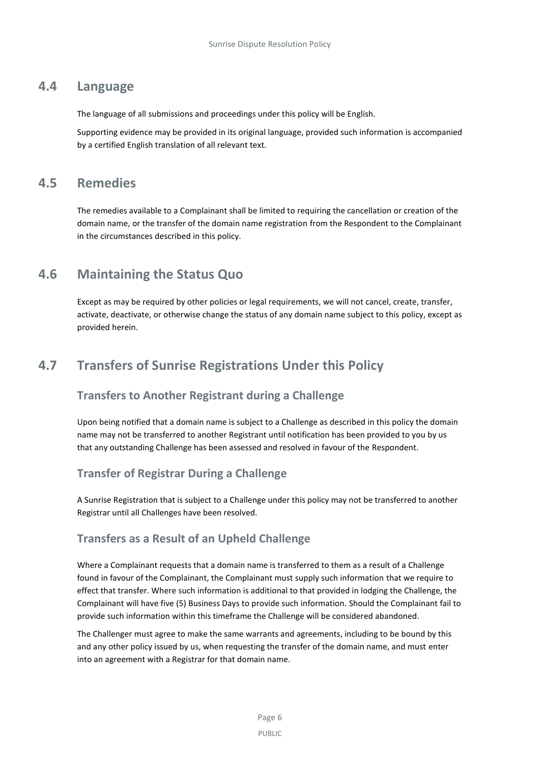## 4.4 Language

The language of all submissions and proceedings under this policy will be English.

Supporting evidence may be provided in its original language, provided such information is accompanied by a certified English translation of all relevant text.

## 4.5 Remedies

The remedies available to a Complainant shall be limited to requiring the cancellation or creation of the domain name, or the transfer of the domain name registration from the Respondent to the Complainant in the circumstances described in this policy.

## 4.6 Maintaining the Status Quo

Except as may be required by other policies or legal requirements, we will not cancel, create, transfer, activate, deactivate, or otherwise change the status of any domain name subject to this policy, except as provided herein.

## 4.7 Transfers of Sunrise Registrations Under this Policy

### Transfers to Another Registrant during a Challenge

Upon being notified that a domain name is subject to a Challenge as described in this policy the domain name may not be transferred to another Registrant until notification has been provided to you by us that any outstanding Challenge has been assessed and resolved in favour of the Respondent.

### Transfer of Registrar During a Challenge

A Sunrise Registration that is subject to a Challenge under this policy may not be transferred to another Registrar until all Challenges have been resolved.

### Transfers as a Result of an Upheld Challenge

Where a Complainant requests that a domain name is transferred to them as a result of a Challenge found in favour of the Complainant, the Complainant must supply such information that we require to effect that transfer. Where such information is additional to that provided in lodging the Challenge, the Complainant will have five (5) Business Days to provide such information. Should the Complainant fail to provide such information within this timeframe the Challenge will be considered abandoned.

The Challenger must agree to make the same warrants and agreements, including to be bound by this and any other policy issued by us, when requesting the transfer of the domain name, and must enter into an agreement with a Registrar for that domain name.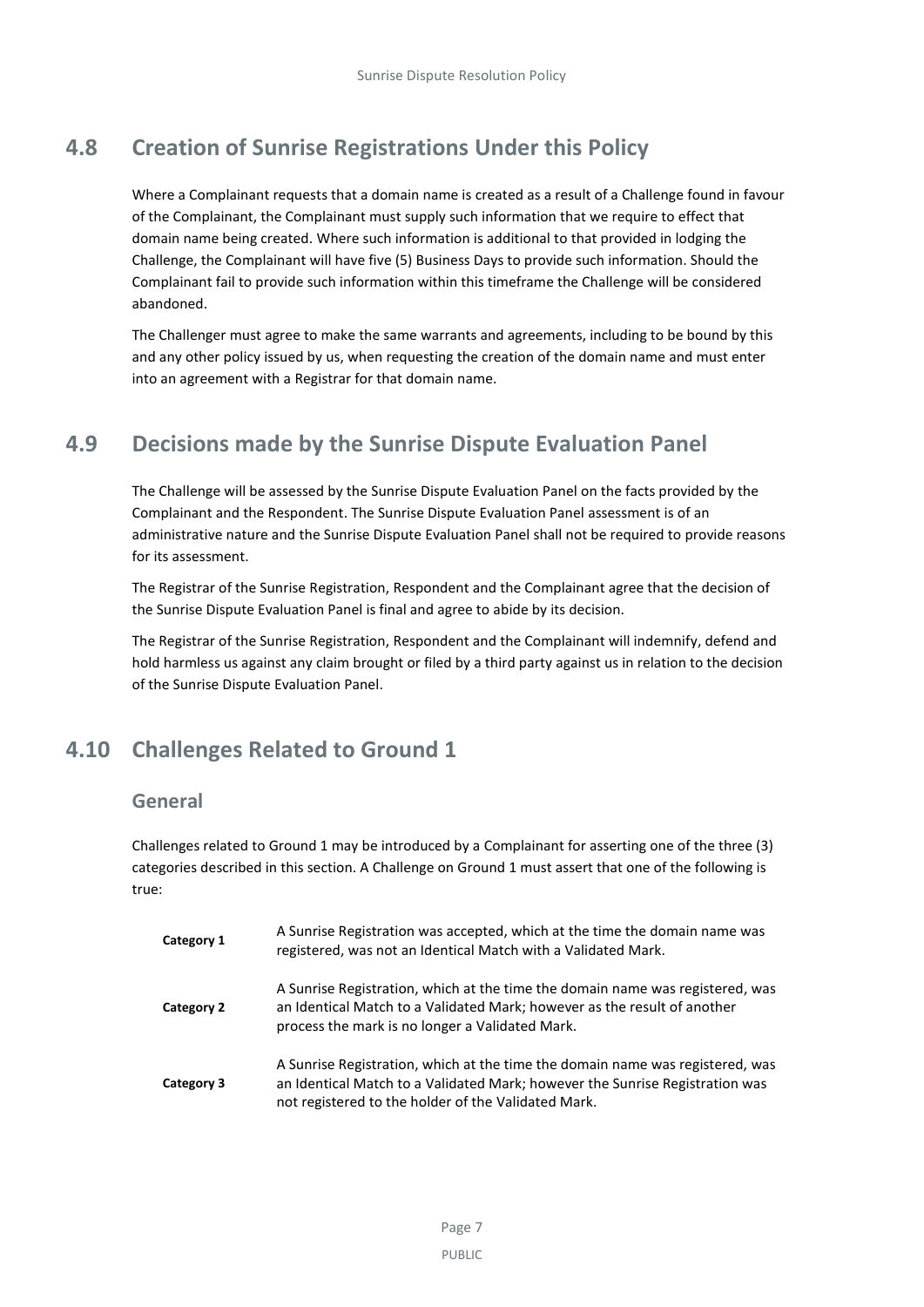## 4.8 Creation of Sunrise Registrations Under this Policy

Where a Complainant requests that a domain name is created as a result of a Challenge found in favour of the Complainant, the Complainant must supply such information that we require to effect that domain name being created. Where such information is additional to that provided in lodging the Challenge, the Complainant will have five (5) Business Days to provide such information. Should the Complainant fail to provide such information within this timeframe the Challenge will be considered abandoned.

The Challenger must agree to make the same warrants and agreements, including to be bound by this and any other policy issued by us, when requesting the creation of the domain name and must enter into an agreement with a Registrar for that domain name.

## 4.9 Decisions made by the Sunrise Dispute Evaluation Panel

The Challenge will be assessed by the Sunrise Dispute Evaluation Panel on the facts provided by the Complainant and the Respondent. The Sunrise Dispute Evaluation Panel assessment is of an administrative nature and the Sunrise Dispute Evaluation Panel shall not be required to provide reasons for its assessment.

The Registrar of the Sunrise Registration, Respondent and the Complainant agree that the decision of the Sunrise Dispute Evaluation Panel is final and agree to abide by its decision.

The Registrar of the Sunrise Registration, Respondent and the Complainant will indemnify, defend and hold harmless us against any claim brought or filed by a third party against us in relation to the decision of the Sunrise Dispute Evaluation Panel.

## 4.10 Challenges Related to Ground 1

### General

Challenges related to Ground 1 may be introduced by a Complainant for asserting one of the three (3) categories described in this section. A Challenge on Ground 1 must assert that one of the following is true:

| | |
|---|---|
| **Category 1** | A Sunrise Registration was accepted, which at the time the domain name was registered, was not an Identical Match with a Validated Mark. |
| **Category 2** | A Sunrise Registration, which at the time the domain name was registered, was an Identical Match to a Validated Mark; however as the result of another process the mark is no longer a Validated Mark. |
| **Category 3** | A Sunrise Registration, which at the time the domain name was registered, was an Identical Match to a Validated Mark; however the Sunrise Registration was not registered to the holder of the Validated Mark. |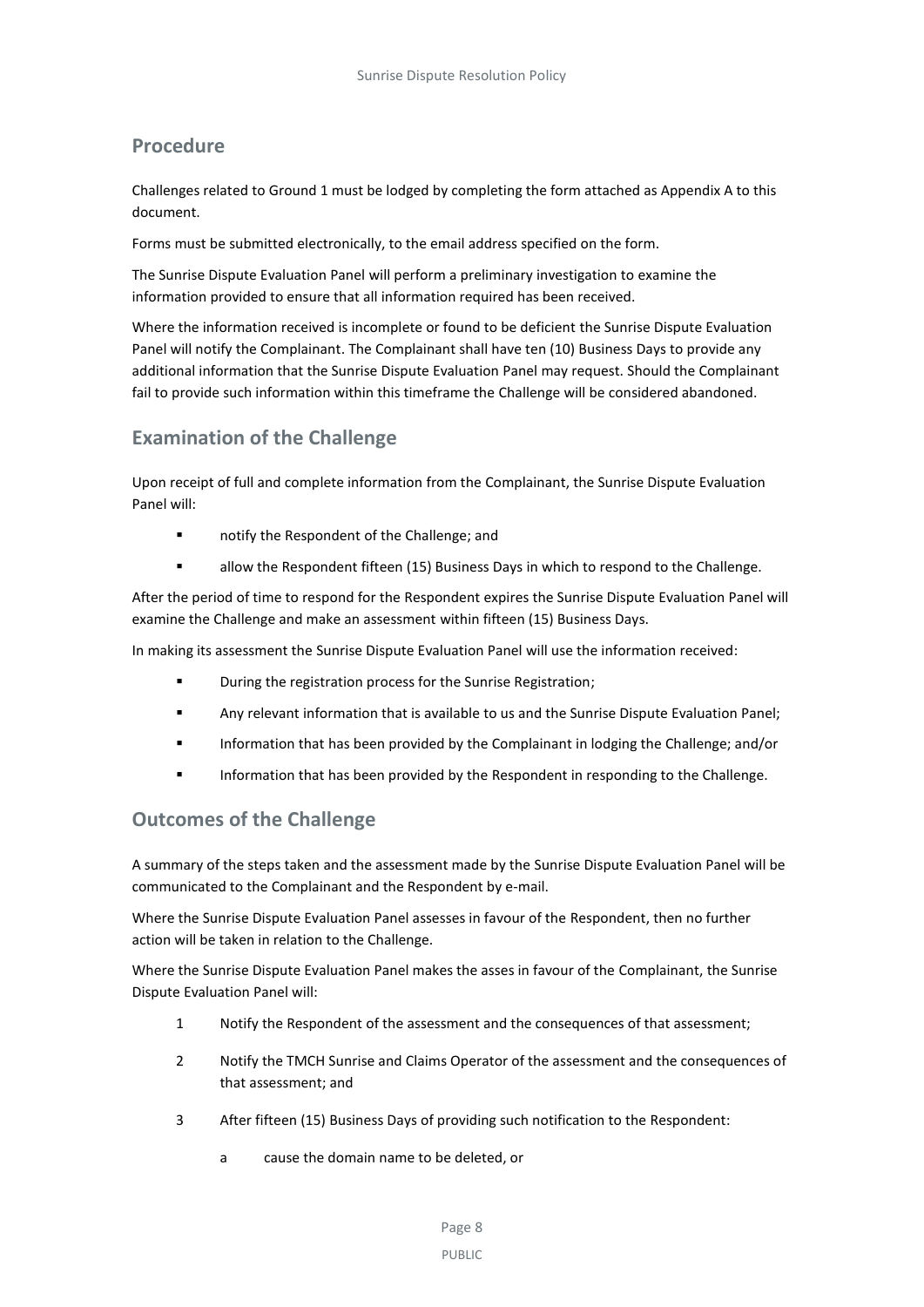## Procedure

Challenges related to Ground 1 must be lodged by completing the form attached as Appendix A to this document.

Forms must be submitted electronically, to the email address specified on the form.

The Sunrise Dispute Evaluation Panel will perform a preliminary investigation to examine the information provided to ensure that all information required has been received.

Where the information received is incomplete or found to be deficient the Sunrise Dispute Evaluation Panel will notify the Complainant. The Complainant shall have ten (10) Business Days to provide any additional information that the Sunrise Dispute Evaluation Panel may request. Should the Complainant fail to provide such information within this timeframe the Challenge will be considered abandoned.

## Examination of the Challenge

Upon receipt of full and complete information from the Complainant, the Sunrise Dispute Evaluation Panel will:

- notify the Respondent of the Challenge; and
- allow the Respondent fifteen (15) Business Days in which to respond to the Challenge.

After the period of time to respond for the Respondent expires the Sunrise Dispute Evaluation Panel will examine the Challenge and make an assessment within fifteen (15) Business Days.

In making its assessment the Sunrise Dispute Evaluation Panel will use the information received:

- During the registration process for the Sunrise Registration;
- Any relevant information that is available to us and the Sunrise Dispute Evaluation Panel;
- Information that has been provided by the Complainant in lodging the Challenge; and/or
- Information that has been provided by the Respondent in responding to the Challenge.

## Outcomes of the Challenge

A summary of the steps taken and the assessment made by the Sunrise Dispute Evaluation Panel will be communicated to the Complainant and the Respondent by e-mail.

Where the Sunrise Dispute Evaluation Panel assesses in favour of the Respondent, then no further action will be taken in relation to the Challenge.

Where the Sunrise Dispute Evaluation Panel makes the asses in favour of the Complainant, the Sunrise Dispute Evaluation Panel will:

1. Notify the Respondent of the assessment and the consequences of that assessment;
2. Notify the TMCH Sunrise and Claims Operator of the assessment and the consequences of that assessment; and
3. After fifteen (15) Business Days of providing such notification to the Respondent:
   a. cause the domain name to be deleted, or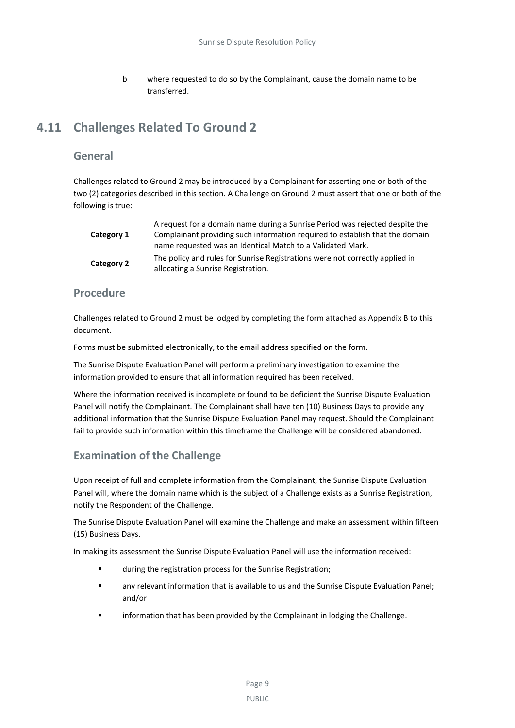b where requested to do so by the Complainant, cause the domain name to be transferred.

## 4.11 Challenges Related To Ground 2

### General

Challenges related to Ground 2 may be introduced by a Complainant for asserting one or both of the two (2) categories described in this section. A Challenge on Ground 2 must assert that one or both of the following is true:

| | |
|---|---|
| **Category 1** | A request for a domain name during a Sunrise Period was rejected despite the Complainant providing such information required to establish that the domain name requested was an Identical Match to a Validated Mark. |
| **Category 2** | The policy and rules for Sunrise Registrations were not correctly applied in allocating a Sunrise Registration. |

### Procedure

Challenges related to Ground 2 must be lodged by completing the form attached as Appendix B to this document.

Forms must be submitted electronically, to the email address specified on the form.

The Sunrise Dispute Evaluation Panel will perform a preliminary investigation to examine the information provided to ensure that all information required has been received.

Where the information received is incomplete or found to be deficient the Sunrise Dispute Evaluation Panel will notify the Complainant. The Complainant shall have ten (10) Business Days to provide any additional information that the Sunrise Dispute Evaluation Panel may request. Should the Complainant fail to provide such information within this timeframe the Challenge will be considered abandoned.

### Examination of the Challenge

Upon receipt of full and complete information from the Complainant, the Sunrise Dispute Evaluation Panel will, where the domain name which is the subject of a Challenge exists as a Sunrise Registration, notify the Respondent of the Challenge.

The Sunrise Dispute Evaluation Panel will examine the Challenge and make an assessment within fifteen (15) Business Days.

In making its assessment the Sunrise Dispute Evaluation Panel will use the information received:

- during the registration process for the Sunrise Registration;
- any relevant information that is available to us and the Sunrise Dispute Evaluation Panel; and/or
- information that has been provided by the Complainant in lodging the Challenge.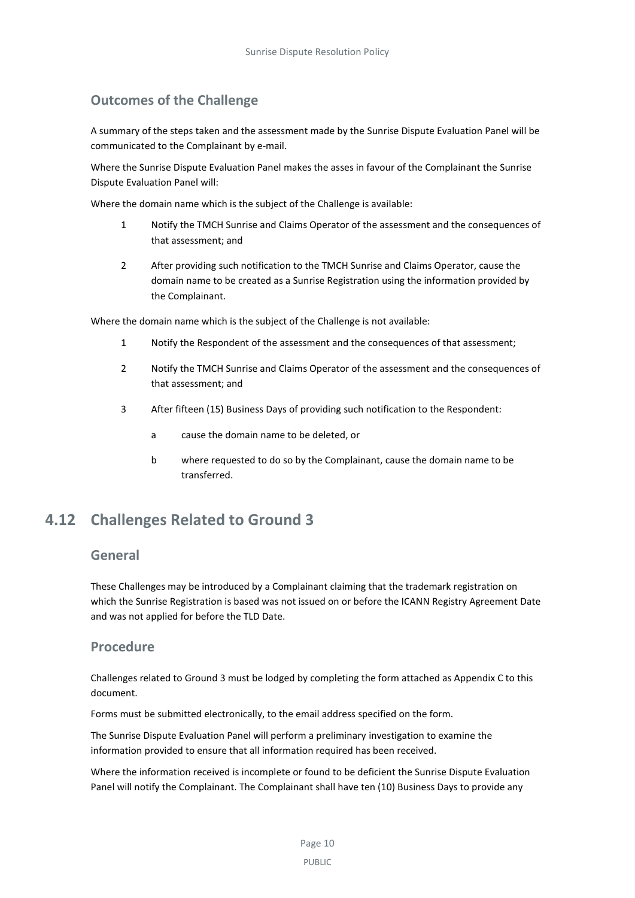### Outcomes of the Challenge

A summary of the steps taken and the assessment made by the Sunrise Dispute Evaluation Panel will be communicated to the Complainant by e-mail.

Where the Sunrise Dispute Evaluation Panel makes the asses in favour of the Complainant the Sunrise Dispute Evaluation Panel will:

Where the domain name which is the subject of the Challenge is available:

1. Notify the TMCH Sunrise and Claims Operator of the assessment and the consequences of that assessment; and
2. After providing such notification to the TMCH Sunrise and Claims Operator, cause the domain name to be created as a Sunrise Registration using the information provided by the Complainant.

Where the domain name which is the subject of the Challenge is not available:

1. Notify the Respondent of the assessment and the consequences of that assessment;
2. Notify the TMCH Sunrise and Claims Operator of the assessment and the consequences of that assessment; and
3. After fifteen (15) Business Days of providing such notification to the Respondent:
   a. cause the domain name to be deleted, or
   b. where requested to do so by the Complainant, cause the domain name to be transferred.

## 4.12 Challenges Related to Ground 3

### General

These Challenges may be introduced by a Complainant claiming that the trademark registration on which the Sunrise Registration is based was not issued on or before the ICANN Registry Agreement Date and was not applied for before the TLD Date.

### Procedure

Challenges related to Ground 3 must be lodged by completing the form attached as Appendix C to this document.

Forms must be submitted electronically, to the email address specified on the form.

The Sunrise Dispute Evaluation Panel will perform a preliminary investigation to examine the information provided to ensure that all information required has been received.

Where the information received is incomplete or found to be deficient the Sunrise Dispute Evaluation Panel will notify the Complainant. The Complainant shall have ten (10) Business Days to provide any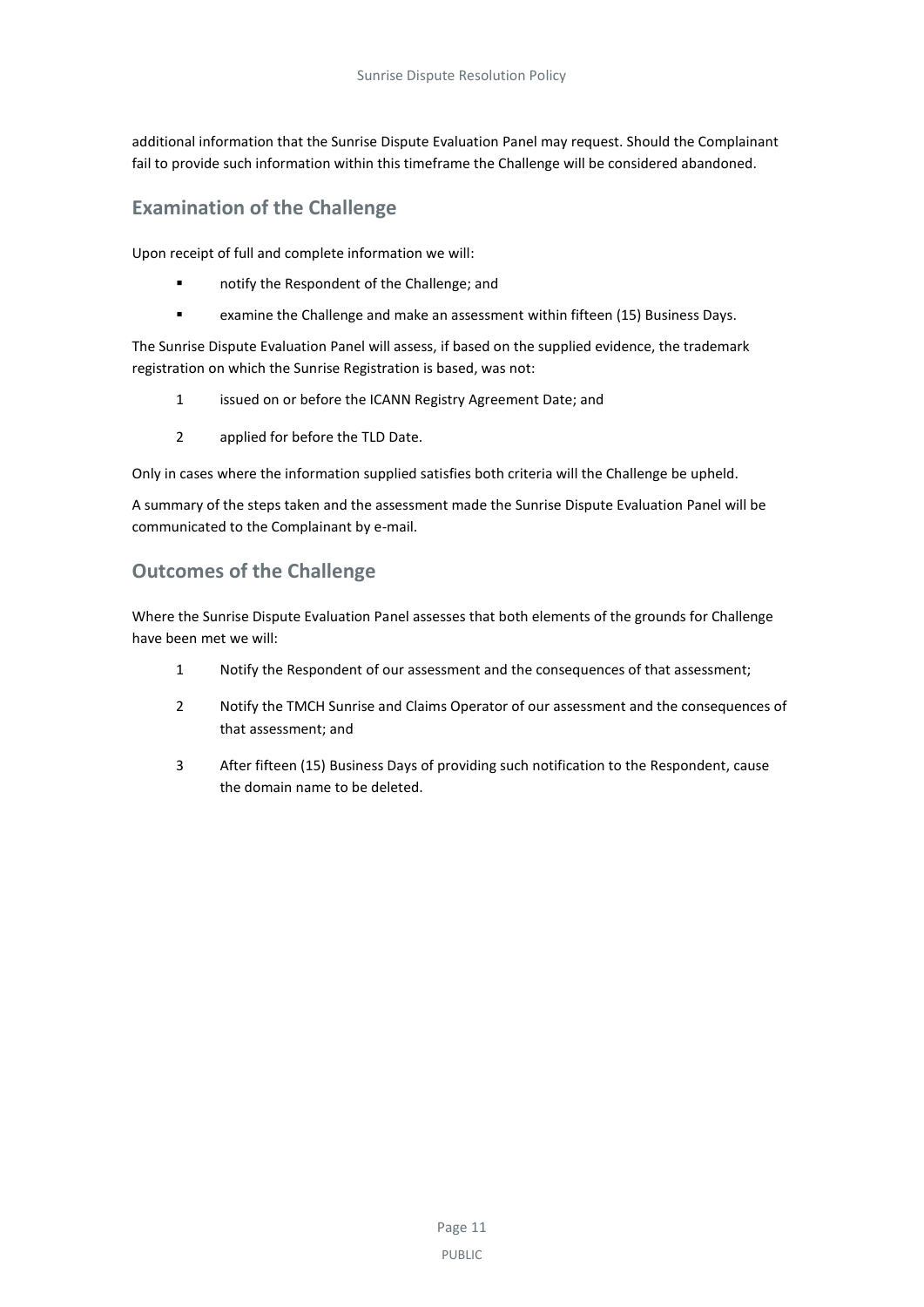additional information that the Sunrise Dispute Evaluation Panel may request. Should the Complainant fail to provide such information within this timeframe the Challenge will be considered abandoned.

## Examination of the Challenge

Upon receipt of full and complete information we will:

- notify the Respondent of the Challenge; and
- examine the Challenge and make an assessment within fifteen (15) Business Days.

The Sunrise Dispute Evaluation Panel will assess, if based on the supplied evidence, the trademark registration on which the Sunrise Registration is based, was not:

1. issued on or before the ICANN Registry Agreement Date; and
2. applied for before the TLD Date.

Only in cases where the information supplied satisfies both criteria will the Challenge be upheld.

A summary of the steps taken and the assessment made the Sunrise Dispute Evaluation Panel will be communicated to the Complainant by e-mail.

## Outcomes of the Challenge

Where the Sunrise Dispute Evaluation Panel assesses that both elements of the grounds for Challenge have been met we will:

1. Notify the Respondent of our assessment and the consequences of that assessment;
2. Notify the TMCH Sunrise and Claims Operator of our assessment and the consequences of that assessment; and
3. After fifteen (15) Business Days of providing such notification to the Respondent, cause the domain name to be deleted.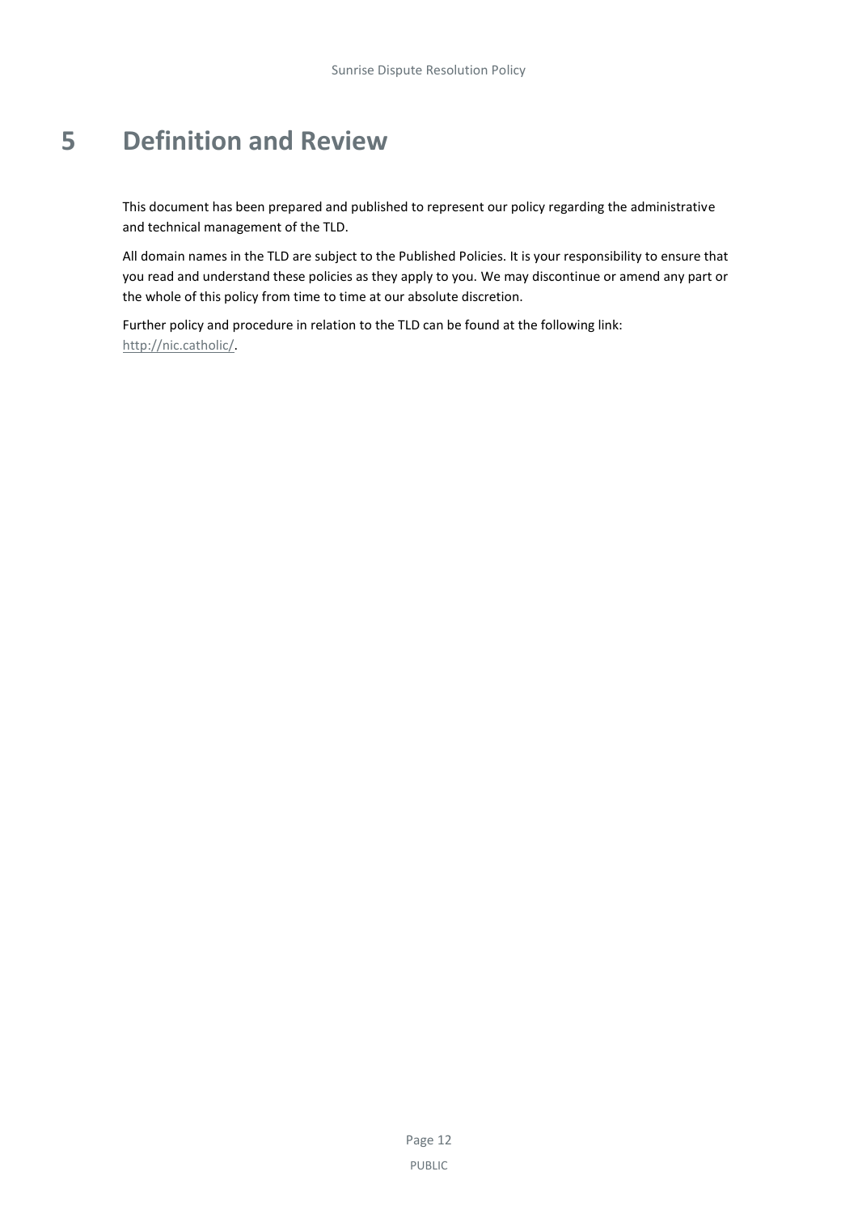# 5 Definition and Review

This document has been prepared and published to represent our policy regarding the administrative and technical management of the TLD.

All domain names in the TLD are subject to the Published Policies. It is your responsibility to ensure that you read and understand these policies as they apply to you. We may discontinue or amend any part or the whole of this policy from time to time at our absolute discretion.

Further policy and procedure in relation to the TLD can be found at the following link: http://nic.catholic/.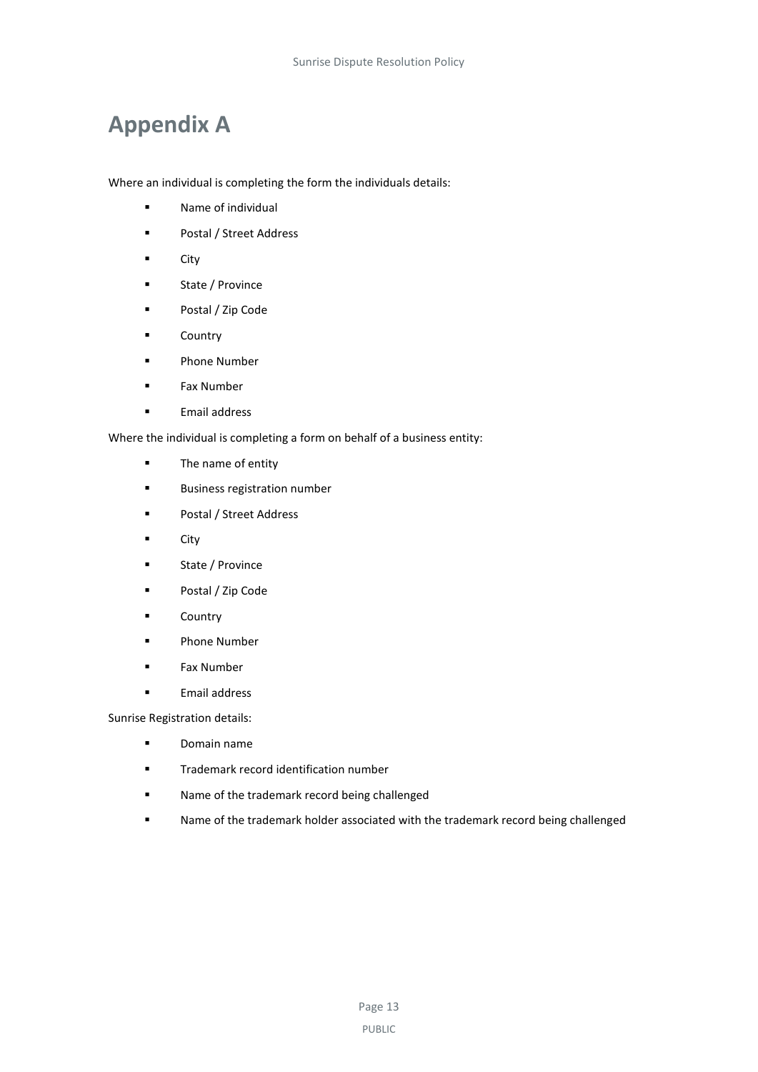# Appendix A

Where an individual is completing the form the individuals details:

- Name of individual
- Postal / Street Address
- City
- State / Province
- Postal / Zip Code
- Country
- Phone Number
- Fax Number
- Email address

Where the individual is completing a form on behalf of a business entity:

- The name of entity
- Business registration number
- Postal / Street Address
- City
- State / Province
- Postal / Zip Code
- Country
- Phone Number
- Fax Number
- Email address

Sunrise Registration details:

- Domain name
- Trademark record identification number
- Name of the trademark record being challenged
- Name of the trademark holder associated with the trademark record being challenged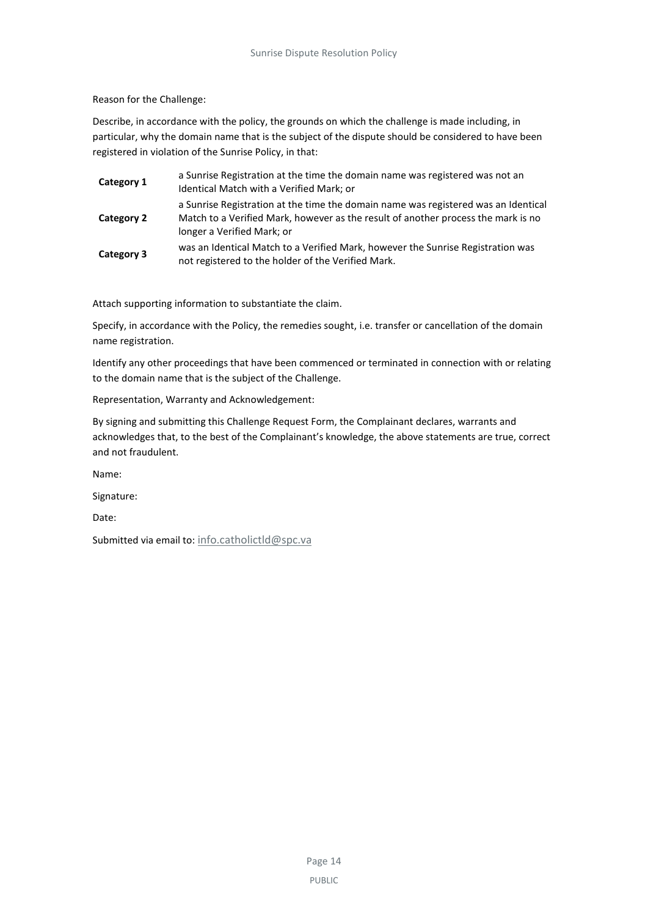Reason for the Challenge:

Describe, in accordance with the policy, the grounds on which the challenge is made including, in particular, why the domain name that is the subject of the dispute should be considered to have been registered in violation of the Sunrise Policy, in that:

| | |
|---|---|
| **Category 1** | a Sunrise Registration at the time the domain name was registered was not an Identical Match with a Verified Mark; or |
| **Category 2** | a Sunrise Registration at the time the domain name was registered was an Identical Match to a Verified Mark, however as the result of another process the mark is no longer a Verified Mark; or |
| **Category 3** | was an Identical Match to a Verified Mark, however the Sunrise Registration was not registered to the holder of the Verified Mark. |

Attach supporting information to substantiate the claim.

Specify, in accordance with the Policy, the remedies sought, i.e. transfer or cancellation of the domain name registration.

Identify any other proceedings that have been commenced or terminated in connection with or relating to the domain name that is the subject of the Challenge.

Representation, Warranty and Acknowledgement:

By signing and submitting this Challenge Request Form, the Complainant declares, warrants and acknowledges that, to the best of the Complainant's knowledge, the above statements are true, correct and not fraudulent.

Name:

Signature:

Date:

Submitted via email to: info.catholictld@spc.va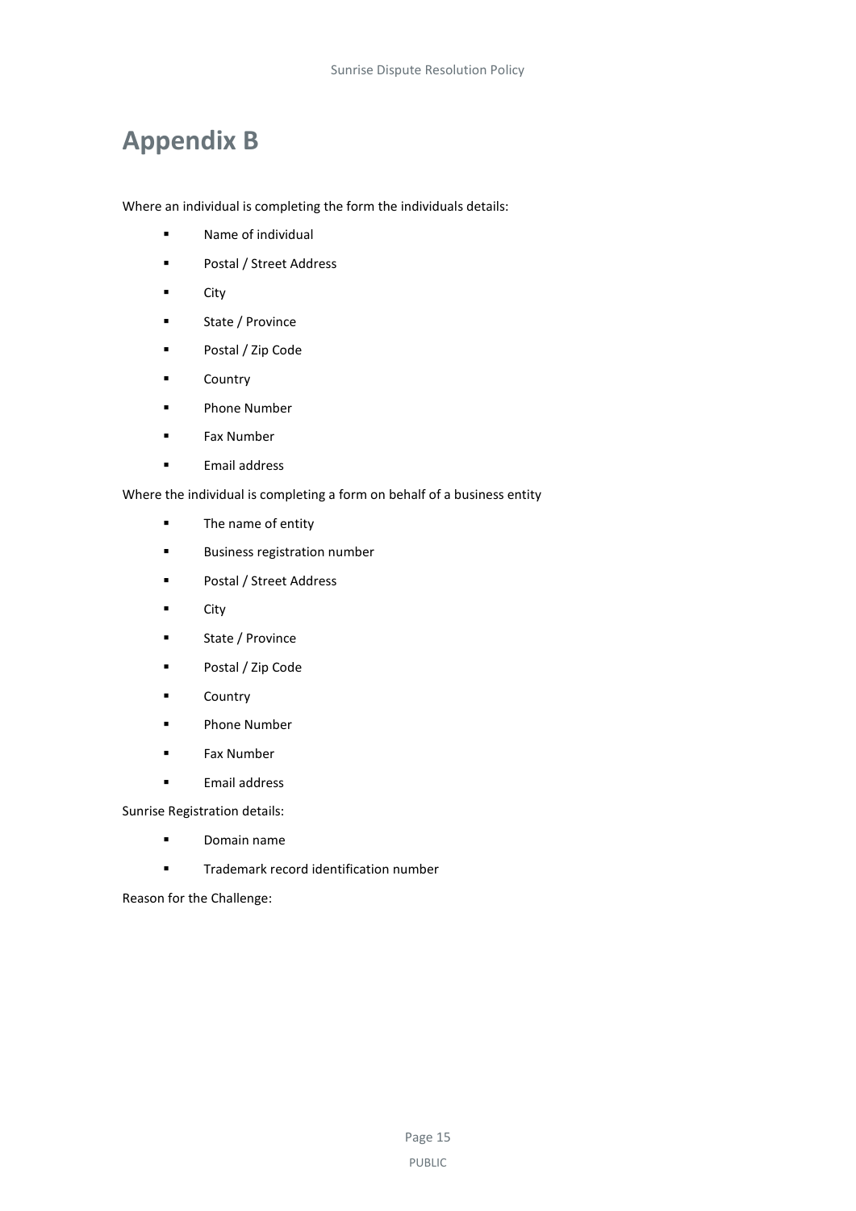# Appendix B

Where an individual is completing the form the individuals details:

- Name of individual
- Postal / Street Address
- City
- State / Province
- Postal / Zip Code
- Country
- Phone Number
- Fax Number
- Email address

Where the individual is completing a form on behalf of a business entity

- The name of entity
- Business registration number
- Postal / Street Address
- City
- State / Province
- Postal / Zip Code
- Country
- Phone Number
- Fax Number
- Email address

Sunrise Registration details:

- Domain name
- Trademark record identification number

Reason for the Challenge: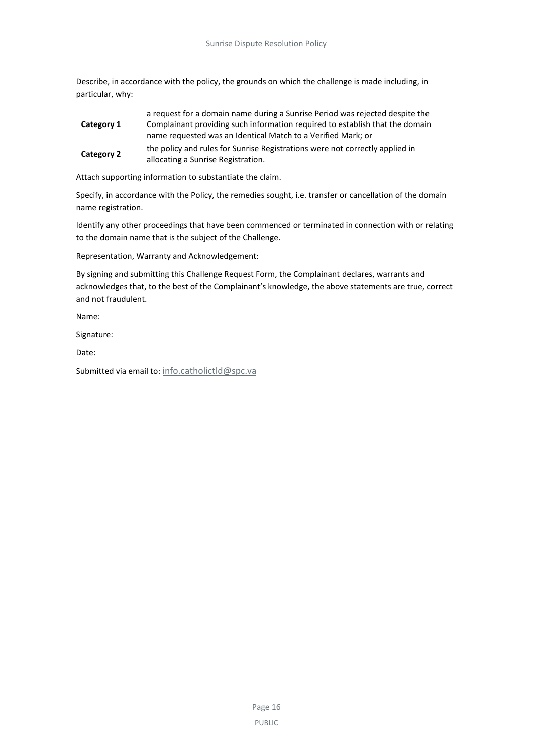Describe, in accordance with the policy, the grounds on which the challenge is made including, in particular, why:

| | |
|---|---|
| **Category 1** | a request for a domain name during a Sunrise Period was rejected despite the Complainant providing such information required to establish that the domain name requested was an Identical Match to a Verified Mark; or |
| **Category 2** | the policy and rules for Sunrise Registrations were not correctly applied in allocating a Sunrise Registration. |

Attach supporting information to substantiate the claim.

Specify, in accordance with the Policy, the remedies sought, i.e. transfer or cancellation of the domain name registration.

Identify any other proceedings that have been commenced or terminated in connection with or relating to the domain name that is the subject of the Challenge.

Representation, Warranty and Acknowledgement:

By signing and submitting this Challenge Request Form, the Complainant declares, warrants and acknowledges that, to the best of the Complainant's knowledge, the above statements are true, correct and not fraudulent.

Name:

Signature:

Date:

Submitted via email to: info.catholictld@spc.va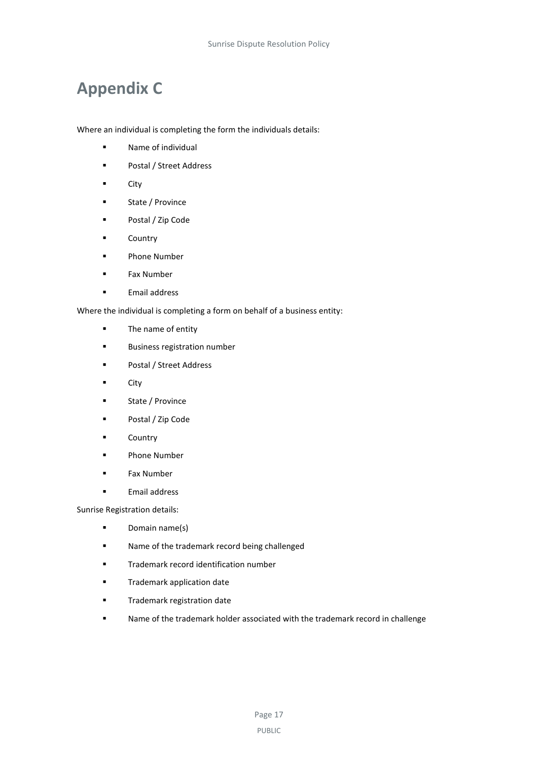# Appendix C

Where an individual is completing the form the individuals details:

- Name of individual
- Postal / Street Address
- City
- State / Province
- Postal / Zip Code
- Country
- Phone Number
- Fax Number
- Email address

Where the individual is completing a form on behalf of a business entity:

- The name of entity
- Business registration number
- Postal / Street Address
- City
- State / Province
- Postal / Zip Code
- Country
- Phone Number
- Fax Number
- Email address

Sunrise Registration details:

- Domain name(s)
- Name of the trademark record being challenged
- Trademark record identification number
- Trademark application date
- Trademark registration date
- Name of the trademark holder associated with the trademark record in challenge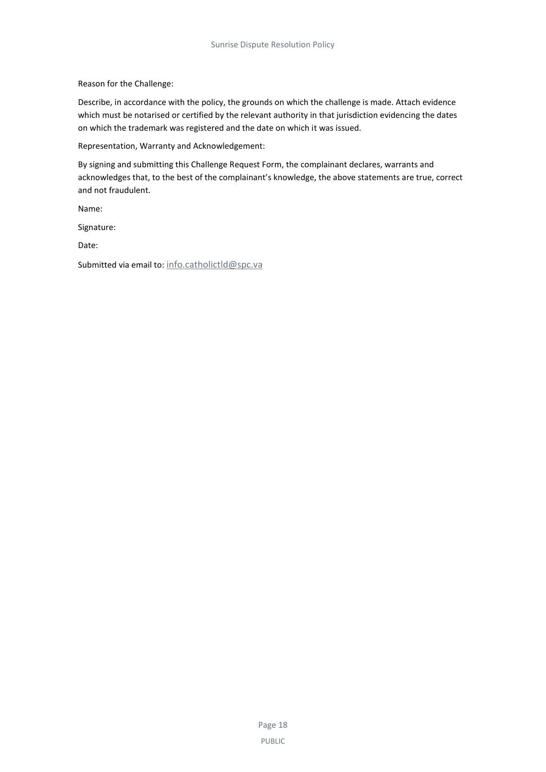Reason for the Challenge:

Describe, in accordance with the policy, the grounds on which the challenge is made. Attach evidence which must be notarised or certified by the relevant authority in that jurisdiction evidencing the dates on which the trademark was registered and the date on which it was issued.

Representation, Warranty and Acknowledgement:

By signing and submitting this Challenge Request Form, the complainant declares, warrants and acknowledges that, to the best of the complainant's knowledge, the above statements are true, correct and not fraudulent.

Name:

Signature:

Date:

Submitted via email to: info.catholictld@spc.va